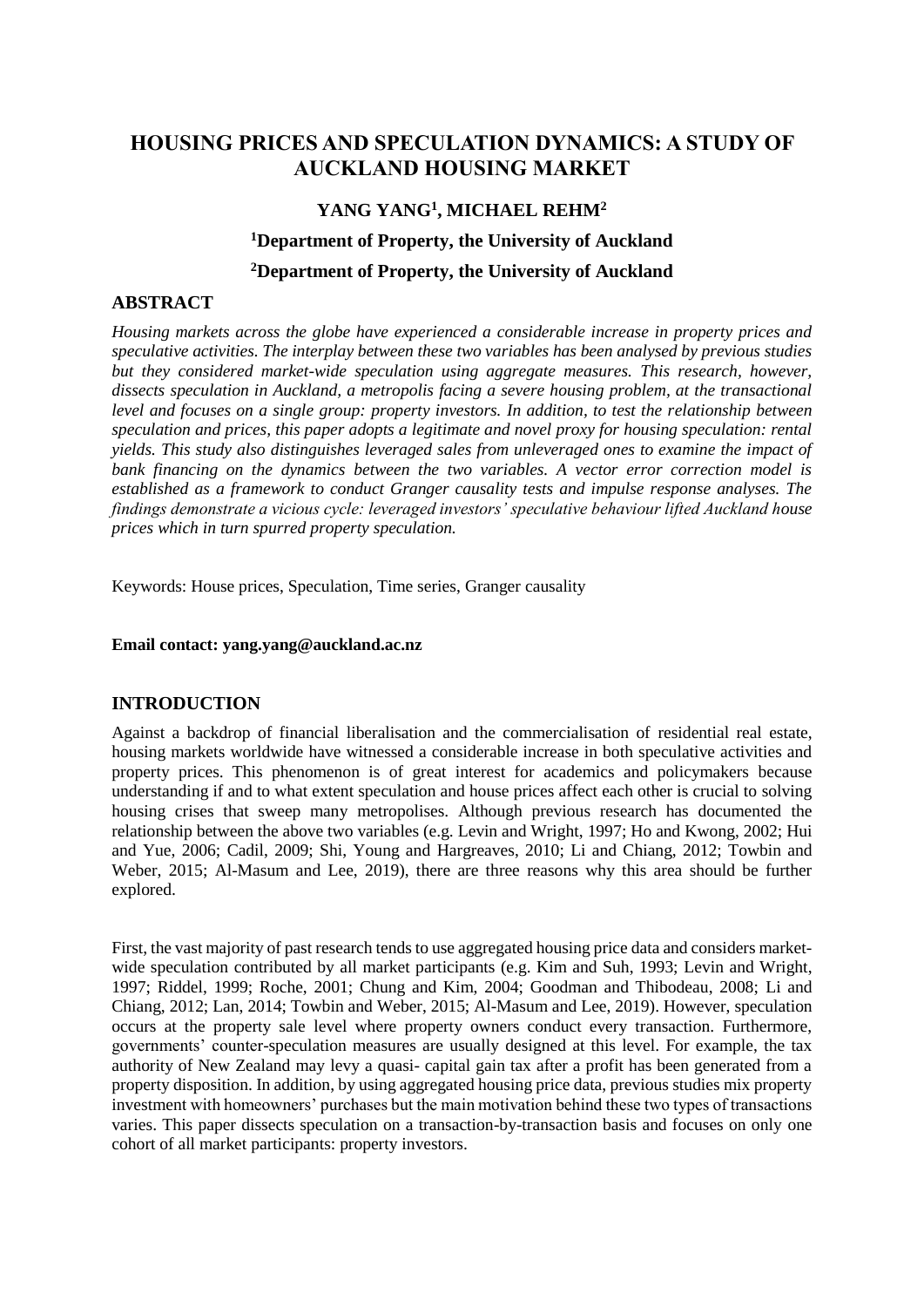# HOUSING PRICES AND SPECULATION DYNAMICS: A STUDY OF AUCKLAND HOUSING MARKET

**YANG YANG[1], MICHAEL REHM[2]**

**[1]Department of Property, the University of Auckland**

**[2]Department of Property, the University of Auckland**

## ABSTRACT

*Housing markets across the globe have experienced a considerable increase in property prices and speculative activities. The interplay between these two variables has been analysed by previous studies but they considered market-wide speculation using aggregate measures. This research, however, dissects speculation in Auckland, a metropolis facing a severe housing problem, at the transactional level and focuses on a single group: property investors. In addition, to test the relationship between speculation and prices, this paper adopts a legitimate and novel proxy for housing speculation: rental yields. This study also distinguishes leveraged sales from unleveraged ones to examine the impact of bank financing on the dynamics between the two variables. A vector error correction model is established as a framework to conduct Granger causality tests and impulse response analyses. The findings demonstrate a vicious cycle: leveraged investors' speculative behaviour lifted Auckland house prices which in turn spurred property speculation.*

Keywords: House prices, Speculation, Time series, Granger causality

**Email contact: yang.yang@auckland.ac.nz**

## INTRODUCTION

Against a backdrop of financial liberalisation and the commercialisation of residential real estate, housing markets worldwide have witnessed a considerable increase in both speculative activities and property prices. This phenomenon is of great interest for academics and policymakers because understanding if and to what extent speculation and house prices affect each other is crucial to solving housing crises that sweep many metropolises. Although previous research has documented the relationship between the above two variables (e.g. Levin and Wright, 1997; Ho and Kwong, 2002; Hui and Yue, 2006; Cadil, 2009; Shi, Young and Hargreaves, 2010; Li and Chiang, 2012; Towbin and Weber, 2015; Al-Masum and Lee, 2019), there are three reasons why this area should be further explored.

First, the vast majority of past research tends to use aggregated housing price data and considers market-wide speculation contributed by all market participants (e.g. Kim and Suh, 1993; Levin and Wright, 1997; Riddel, 1999; Roche, 2001; Chung and Kim, 2004; Goodman and Thibodeau, 2008; Li and Chiang, 2012; Lan, 2014; Towbin and Weber, 2015; Al-Masum and Lee, 2019). However, speculation occurs at the property sale level where property owners conduct every transaction. Furthermore, governments' counter-speculation measures are usually designed at this level. For example, the tax authority of New Zealand may levy a quasi- capital gain tax after a profit has been generated from a property disposition. In addition, by using aggregated housing price data, previous studies mix property investment with homeowners' purchases but the main motivation behind these two types of transactions varies. This paper dissects speculation on a transaction-by-transaction basis and focuses on only one cohort of all market participants: property investors.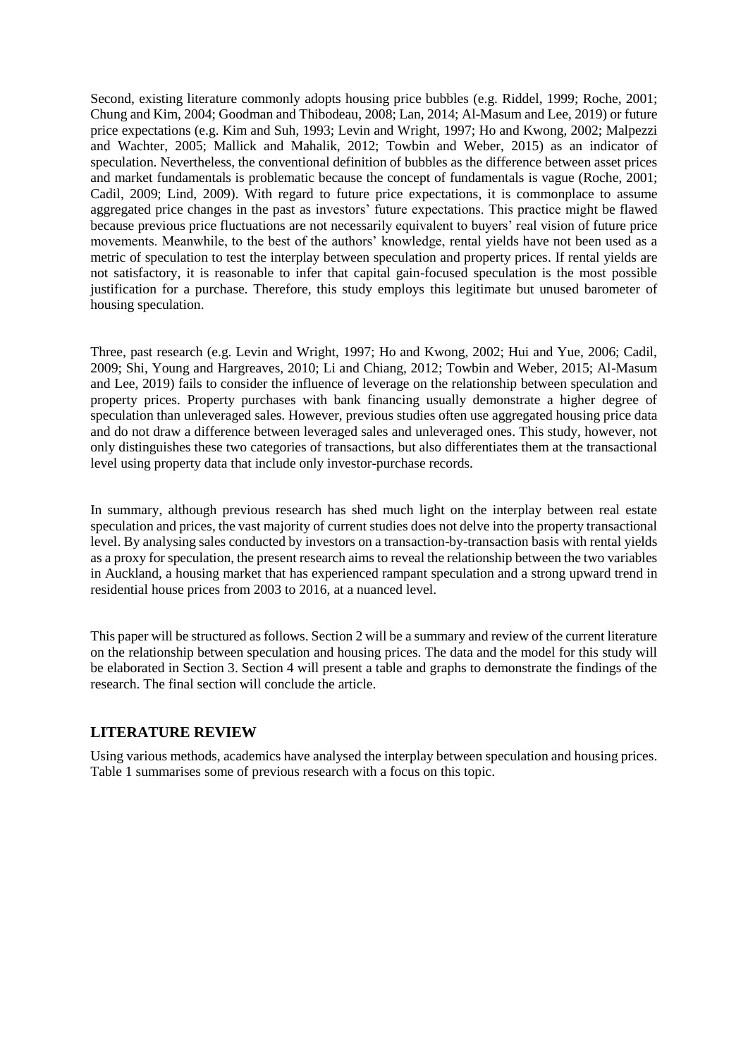Second, existing literature commonly adopts housing price bubbles (e.g. Riddel, 1999; Roche, 2001; Chung and Kim, 2004; Goodman and Thibodeau, 2008; Lan, 2014; Al-Masum and Lee, 2019) or future price expectations (e.g. Kim and Suh, 1993; Levin and Wright, 1997; Ho and Kwong, 2002; Malpezzi and Wachter, 2005; Mallick and Mahalik, 2012; Towbin and Weber, 2015) as an indicator of speculation. Nevertheless, the conventional definition of bubbles as the difference between asset prices and market fundamentals is problematic because the concept of fundamentals is vague (Roche, 2001; Cadil, 2009; Lind, 2009). With regard to future price expectations, it is commonplace to assume aggregated price changes in the past as investors' future expectations. This practice might be flawed because previous price fluctuations are not necessarily equivalent to buyers' real vision of future price movements. Meanwhile, to the best of the authors' knowledge, rental yields have not been used as a metric of speculation to test the interplay between speculation and property prices. If rental yields are not satisfactory, it is reasonable to infer that capital gain-focused speculation is the most possible justification for a purchase. Therefore, this study employs this legitimate but unused barometer of housing speculation.

Three, past research (e.g. Levin and Wright, 1997; Ho and Kwong, 2002; Hui and Yue, 2006; Cadil, 2009; Shi, Young and Hargreaves, 2010; Li and Chiang, 2012; Towbin and Weber, 2015; Al-Masum and Lee, 2019) fails to consider the influence of leverage on the relationship between speculation and property prices. Property purchases with bank financing usually demonstrate a higher degree of speculation than unleveraged sales. However, previous studies often use aggregated housing price data and do not draw a difference between leveraged sales and unleveraged ones. This study, however, not only distinguishes these two categories of transactions, but also differentiates them at the transactional level using property data that include only investor-purchase records.

In summary, although previous research has shed much light on the interplay between real estate speculation and prices, the vast majority of current studies does not delve into the property transactional level. By analysing sales conducted by investors on a transaction-by-transaction basis with rental yields as a proxy for speculation, the present research aims to reveal the relationship between the two variables in Auckland, a housing market that has experienced rampant speculation and a strong upward trend in residential house prices from 2003 to 2016, at a nuanced level.

This paper will be structured as follows. Section 2 will be a summary and review of the current literature on the relationship between speculation and housing prices. The data and the model for this study will be elaborated in Section 3. Section 4 will present a table and graphs to demonstrate the findings of the research. The final section will conclude the article.

## LITERATURE REVIEW

Using various methods, academics have analysed the interplay between speculation and housing prices. Table 1 summarises some of previous research with a focus on this topic.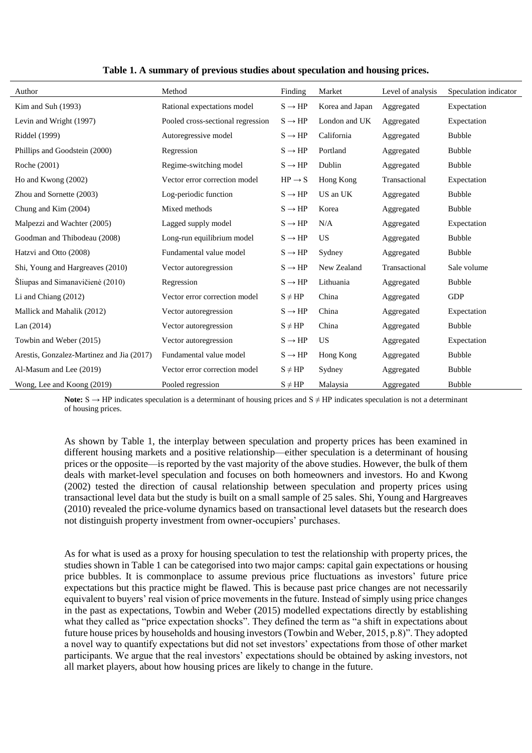**Table 1. A summary of previous studies about speculation and housing prices.**

| Author | Method | Finding | Market | Level of analysis | Speculation indicator |
|---|---|---|---|---|---|
| Kim and Suh (1993) | Rational expectations model | S → HP | Korea and Japan | Aggregated | Expectation |
| Levin and Wright (1997) | Pooled cross-sectional regression | S → HP | London and UK | Aggregated | Expectation |
| Riddel (1999) | Autoregressive model | S → HP | California | Aggregated | Bubble |
| Phillips and Goodstein (2000) | Regression | S → HP | Portland | Aggregated | Bubble |
| Roche (2001) | Regime-switching model | S → HP | Dublin | Aggregated | Bubble |
| Ho and Kwong (2002) | Vector error correction model | HP → S | Hong Kong | Transactional | Expectation |
| Zhou and Sornette (2003) | Log-periodic function | S → HP | US an UK | Aggregated | Bubble |
| Chung and Kim (2004) | Mixed methods | S → HP | Korea | Aggregated | Bubble |
| Malpezzi and Wachter (2005) | Lagged supply model | S → HP | N/A | Aggregated | Expectation |
| Goodman and Thibodeau (2008) | Long-run equilibrium model | S → HP | US | Aggregated | Bubble |
| Hatzvi and Otto (2008) | Fundamental value model | S → HP | Sydney | Aggregated | Bubble |
| Shi, Young and Hargreaves (2010) | Vector autoregression | S → HP | New Zealand | Transactional | Sale volume |
| Šliupas and Simanavičienė (2010) | Regression | S → HP | Lithuania | Aggregated | Bubble |
| Li and Chiang (2012) | Vector error correction model | S ≠ HP | China | Aggregated | GDP |
| Mallick and Mahalik (2012) | Vector autoregression | S → HP | China | Aggregated | Expectation |
| Lan (2014) | Vector autoregression | S ≠ HP | China | Aggregated | Bubble |
| Towbin and Weber (2015) | Vector autoregression | S → HP | US | Aggregated | Expectation |
| Arestis, Gonzalez-Martinez and Jia (2017) | Fundamental value model | S → HP | Hong Kong | Aggregated | Bubble |
| Al-Masum and Lee (2019) | Vector error correction model | S ≠ HP | Sydney | Aggregated | Bubble |
| Wong, Lee and Koong (2019) | Pooled regression | S ≠ HP | Malaysia | Aggregated | Bubble |

**Note:** S → HP indicates speculation is a determinant of housing prices and S ≠ HP indicates speculation is not a determinant of housing prices.

As shown by Table 1, the interplay between speculation and property prices has been examined in different housing markets and a positive relationship—either speculation is a determinant of housing prices or the opposite—is reported by the vast majority of the above studies. However, the bulk of them deals with market-level speculation and focuses on both homeowners and investors. Ho and Kwong (2002) tested the direction of causal relationship between speculation and property prices using transactional level data but the study is built on a small sample of 25 sales. Shi, Young and Hargreaves (2010) revealed the price-volume dynamics based on transactional level datasets but the research does not distinguish property investment from owner-occupiers' purchases.

As for what is used as a proxy for housing speculation to test the relationship with property prices, the studies shown in Table 1 can be categorised into two major camps: capital gain expectations or housing price bubbles. It is commonplace to assume previous price fluctuations as investors' future price expectations but this practice might be flawed. This is because past price changes are not necessarily equivalent to buyers' real vision of price movements in the future. Instead of simply using price changes in the past as expectations, Towbin and Weber (2015) modelled expectations directly by establishing what they called as "price expectation shocks". They defined the term as "a shift in expectations about future house prices by households and housing investors (Towbin and Weber, 2015, p.8)". They adopted a novel way to quantify expectations but did not set investors' expectations from those of other market participants. We argue that the real investors' expectations should be obtained by asking investors, not all market players, about how housing prices are likely to change in the future.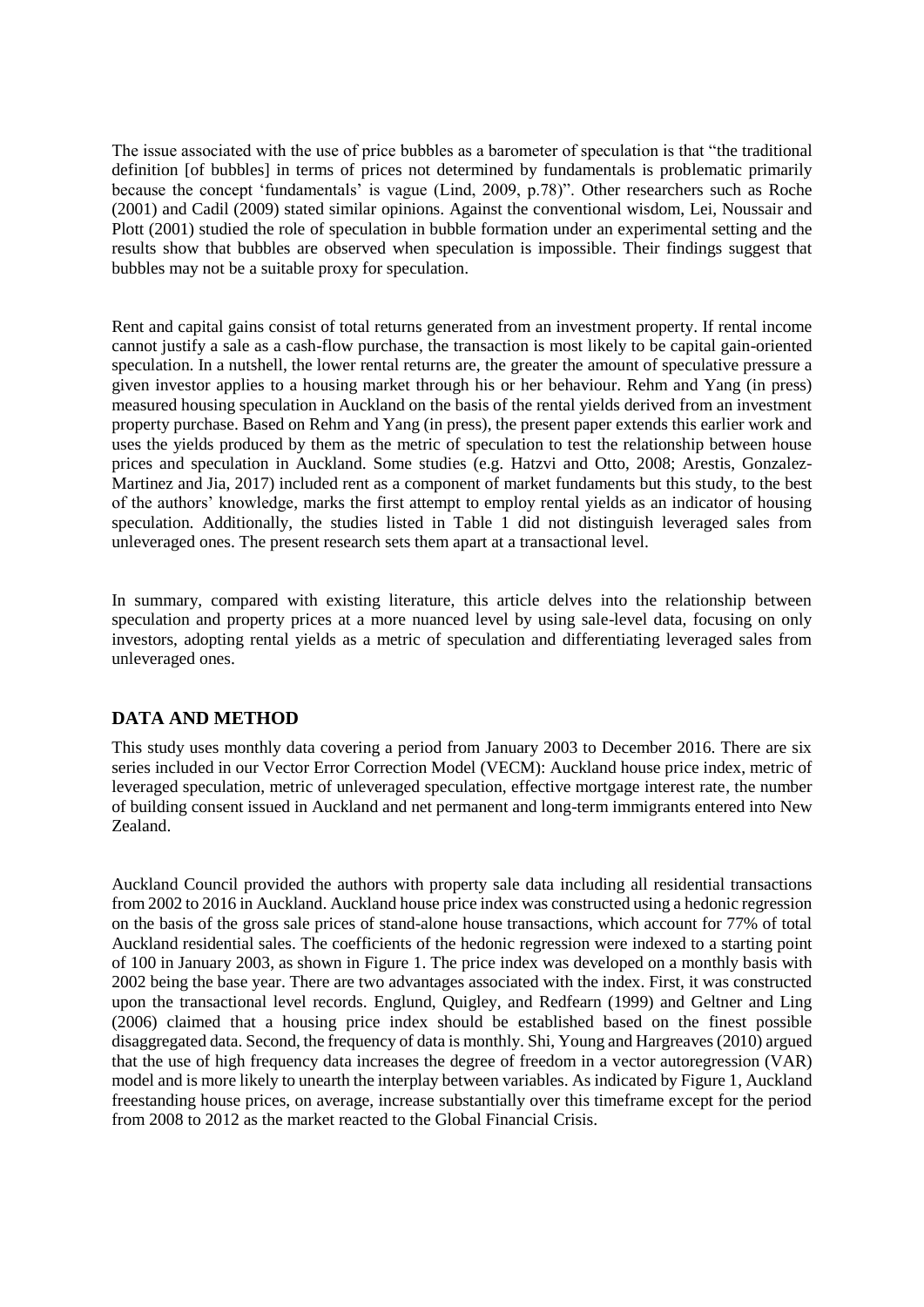The issue associated with the use of price bubbles as a barometer of speculation is that "the traditional definition [of bubbles] in terms of prices not determined by fundamentals is problematic primarily because the concept 'fundamentals' is vague (Lind, 2009, p.78)". Other researchers such as Roche (2001) and Cadil (2009) stated similar opinions. Against the conventional wisdom, Lei, Noussair and Plott (2001) studied the role of speculation in bubble formation under an experimental setting and the results show that bubbles are observed when speculation is impossible. Their findings suggest that bubbles may not be a suitable proxy for speculation.

Rent and capital gains consist of total returns generated from an investment property. If rental income cannot justify a sale as a cash-flow purchase, the transaction is most likely to be capital gain-oriented speculation. In a nutshell, the lower rental returns are, the greater the amount of speculative pressure a given investor applies to a housing market through his or her behaviour. Rehm and Yang (in press) measured housing speculation in Auckland on the basis of the rental yields derived from an investment property purchase. Based on Rehm and Yang (in press), the present paper extends this earlier work and uses the yields produced by them as the metric of speculation to test the relationship between house prices and speculation in Auckland. Some studies (e.g. Hatzvi and Otto, 2008; Arestis, Gonzalez-Martinez and Jia, 2017) included rent as a component of market fundaments but this study, to the best of the authors' knowledge, marks the first attempt to employ rental yields as an indicator of housing speculation. Additionally, the studies listed in Table 1 did not distinguish leveraged sales from unleveraged ones. The present research sets them apart at a transactional level.

In summary, compared with existing literature, this article delves into the relationship between speculation and property prices at a more nuanced level by using sale-level data, focusing on only investors, adopting rental yields as a metric of speculation and differentiating leveraged sales from unleveraged ones.

## DATA AND METHOD

This study uses monthly data covering a period from January 2003 to December 2016. There are six series included in our Vector Error Correction Model (VECM): Auckland house price index, metric of leveraged speculation, metric of unleveraged speculation, effective mortgage interest rate, the number of building consent issued in Auckland and net permanent and long-term immigrants entered into New Zealand.

Auckland Council provided the authors with property sale data including all residential transactions from 2002 to 2016 in Auckland. Auckland house price index was constructed using a hedonic regression on the basis of the gross sale prices of stand-alone house transactions, which account for 77% of total Auckland residential sales. The coefficients of the hedonic regression were indexed to a starting point of 100 in January 2003, as shown in Figure 1. The price index was developed on a monthly basis with 2002 being the base year. There are two advantages associated with the index. First, it was constructed upon the transactional level records. Englund, Quigley, and Redfearn (1999) and Geltner and Ling (2006) claimed that a housing price index should be established based on the finest possible disaggregated data. Second, the frequency of data is monthly. Shi, Young and Hargreaves (2010) argued that the use of high frequency data increases the degree of freedom in a vector autoregression (VAR) model and is more likely to unearth the interplay between variables. As indicated by Figure 1, Auckland freestanding house prices, on average, increase substantially over this timeframe except for the period from 2008 to 2012 as the market reacted to the Global Financial Crisis.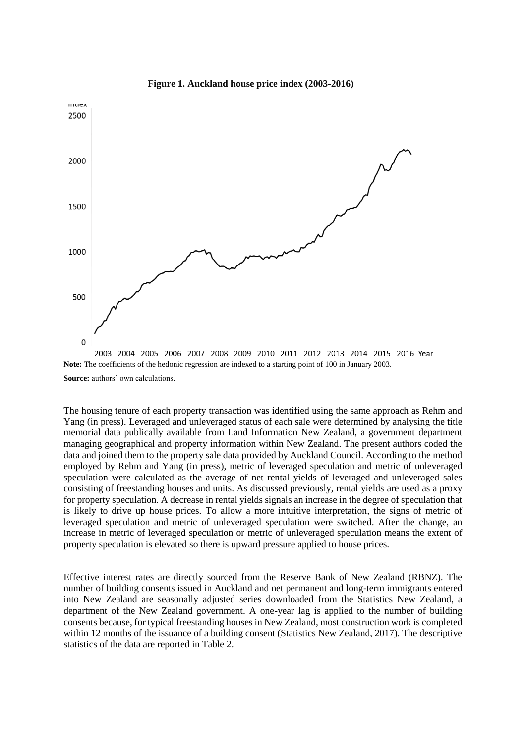**Figure 1. Auckland house price index (2003-2016)**

**Note:** The coefficients of the hedonic regression are indexed to a starting point of 100 in January 2003.

**Source:** authors' own calculations.

The housing tenure of each property transaction was identified using the same approach as Rehm and Yang (in press). Leveraged and unleveraged status of each sale were determined by analysing the title memorial data publically available from Land Information New Zealand, a government department managing geographical and property information within New Zealand. The present authors coded the data and joined them to the property sale data provided by Auckland Council. According to the method employed by Rehm and Yang (in press), metric of leveraged speculation and metric of unleveraged speculation were calculated as the average of net rental yields of leveraged and unleveraged sales consisting of freestanding houses and units. As discussed previously, rental yields are used as a proxy for property speculation. A decrease in rental yields signals an increase in the degree of speculation that is likely to drive up house prices. To allow a more intuitive interpretation, the signs of metric of leveraged speculation and metric of unleveraged speculation were switched. After the change, an increase in metric of leveraged speculation or metric of unleveraged speculation means the extent of property speculation is elevated so there is upward pressure applied to house prices.

Effective interest rates are directly sourced from the Reserve Bank of New Zealand (RBNZ). The number of building consents issued in Auckland and net permanent and long-term immigrants entered into New Zealand are seasonally adjusted series downloaded from the Statistics New Zealand, a department of the New Zealand government. A one-year lag is applied to the number of building consents because, for typical freestanding houses in New Zealand, most construction work is completed within 12 months of the issuance of a building consent (Statistics New Zealand, 2017). The descriptive statistics of the data are reported in Table 2.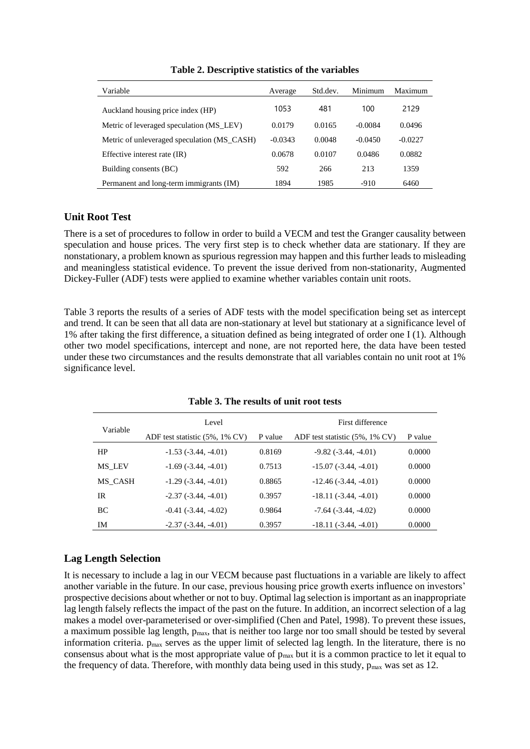**Table 2. Descriptive statistics of the variables**

| Variable | Average | Std.dev. | Minimum | Maximum |
|---|---|---|---|---|
| Auckland housing price index (HP) | 1053 | 481 | 100 | 2129 |
| Metric of leveraged speculation (MS_LEV) | 0.0179 | 0.0165 | -0.0084 | 0.0496 |
| Metric of unleveraged speculation (MS_CASH) | -0.0343 | 0.0048 | -0.0450 | -0.0227 |
| Effective interest rate (IR) | 0.0678 | 0.0107 | 0.0486 | 0.0882 |
| Building consents (BC) | 592 | 266 | 213 | 1359 |
| Permanent and long-term immigrants (IM) | 1894 | 1985 | -910 | 6460 |

## Unit Root Test

There is a set of procedures to follow in order to build a VECM and test the Granger causality between speculation and house prices. The very first step is to check whether data are stationary. If they are nonstationary, a problem known as spurious regression may happen and this further leads to misleading and meaningless statistical evidence. To prevent the issue derived from non-stationarity, Augmented Dickey-Fuller (ADF) tests were applied to examine whether variables contain unit roots.

Table 3 reports the results of a series of ADF tests with the model specification being set as intercept and trend. It can be seen that all data are non-stationary at level but stationary at a significance level of 1% after taking the first difference, a situation defined as being integrated of order one I (1). Although other two model specifications, intercept and none, are not reported here, the data have been tested under these two circumstances and the results demonstrate that all variables contain no unit root at 1% significance level.

**Table 3. The results of unit root tests**

| Variable | Level | | First difference | |
|---|---|---|---|---|
| | ADF test statistic (5%, 1% CV) | P value | ADF test statistic (5%, 1% CV) | P value |
| HP | -1.53 (-3.44, -4.01) | 0.8169 | -9.82 (-3.44, -4.01) | 0.0000 |
| MS_LEV | -1.69 (-3.44, -4.01) | 0.7513 | -15.07 (-3.44, -4.01) | 0.0000 |
| MS_CASH | -1.29 (-3.44, -4.01) | 0.8865 | -12.46 (-3.44, -4.01) | 0.0000 |
| IR | -2.37 (-3.44, -4.01) | 0.3957 | -18.11 (-3.44, -4.01) | 0.0000 |
| BC | -0.41 (-3.44, -4.02) | 0.9864 | -7.64 (-3.44, -4.02) | 0.0000 |
| IM | -2.37 (-3.44, -4.01) | 0.3957 | -18.11 (-3.44, -4.01) | 0.0000 |

## Lag Length Selection

It is necessary to include a lag in our VECM because past fluctuations in a variable are likely to affect another variable in the future. In our case, previous housing price growth exerts influence on investors' prospective decisions about whether or not to buy. Optimal lag selection is important as an inappropriate lag length falsely reflects the impact of the past on the future. In addition, an incorrect selection of a lag makes a model over-parameterised or over-simplified (Chen and Patel, 1998). To prevent these issues, a maximum possible lag length, $p_{max}$, that is neither too large nor too small should be tested by several information criteria. $p_{max}$ serves as the upper limit of selected lag length. In the literature, there is no consensus about what is the most appropriate value of $p_{max}$ but it is a common practice to let it equal to the frequency of data. Therefore, with monthly data being used in this study, $p_{max}$ was set as 12.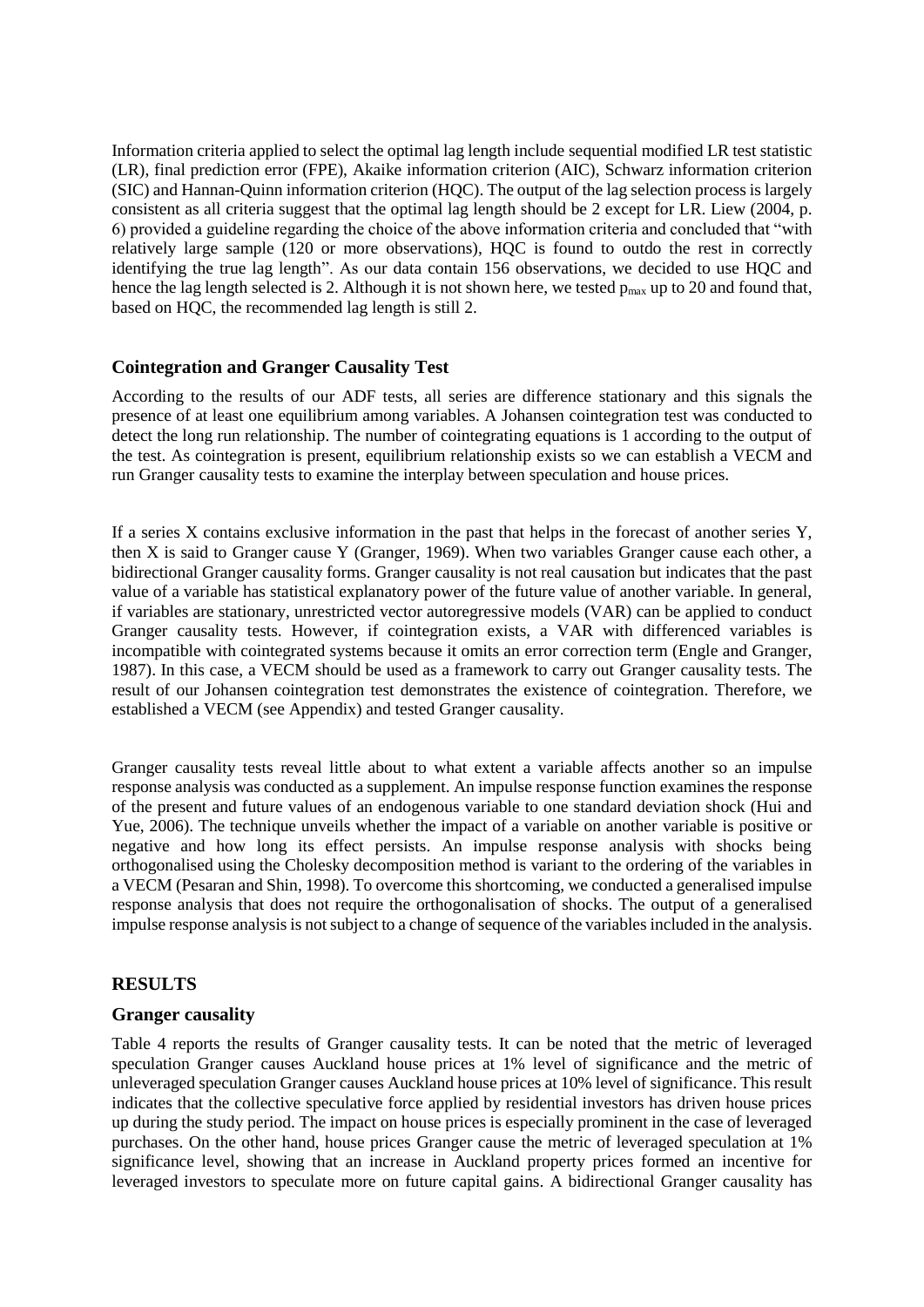Information criteria applied to select the optimal lag length include sequential modified LR test statistic (LR), final prediction error (FPE), Akaike information criterion (AIC), Schwarz information criterion (SIC) and Hannan-Quinn information criterion (HQC). The output of the lag selection process is largely consistent as all criteria suggest that the optimal lag length should be 2 except for LR. Liew (2004, p. 6) provided a guideline regarding the choice of the above information criteria and concluded that "with relatively large sample (120 or more observations), HQC is found to outdo the rest in correctly identifying the true lag length". As our data contain 156 observations, we decided to use HQC and hence the lag length selected is 2. Although it is not shown here, we tested $p_{max}$ up to 20 and found that, based on HQC, the recommended lag length is still 2.

### Cointegration and Granger Causality Test

According to the results of our ADF tests, all series are difference stationary and this signals the presence of at least one equilibrium among variables. A Johansen cointegration test was conducted to detect the long run relationship. The number of cointegrating equations is 1 according to the output of the test. As cointegration is present, equilibrium relationship exists so we can establish a VECM and run Granger causality tests to examine the interplay between speculation and house prices.

If a series X contains exclusive information in the past that helps in the forecast of another series Y, then X is said to Granger cause Y (Granger, 1969). When two variables Granger cause each other, a bidirectional Granger causality forms. Granger causality is not real causation but indicates that the past value of a variable has statistical explanatory power of the future value of another variable. In general, if variables are stationary, unrestricted vector autoregressive models (VAR) can be applied to conduct Granger causality tests. However, if cointegration exists, a VAR with differenced variables is incompatible with cointegrated systems because it omits an error correction term (Engle and Granger, 1987). In this case, a VECM should be used as a framework to carry out Granger causality tests. The result of our Johansen cointegration test demonstrates the existence of cointegration. Therefore, we established a VECM (see Appendix) and tested Granger causality.

Granger causality tests reveal little about to what extent a variable affects another so an impulse response analysis was conducted as a supplement. An impulse response function examines the response of the present and future values of an endogenous variable to one standard deviation shock (Hui and Yue, 2006). The technique unveils whether the impact of a variable on another variable is positive or negative and how long its effect persists. An impulse response analysis with shocks being orthogonalised using the Cholesky decomposition method is variant to the ordering of the variables in a VECM (Pesaran and Shin, 1998). To overcome this shortcoming, we conducted a generalised impulse response analysis that does not require the orthogonalisation of shocks. The output of a generalised impulse response analysis is not subject to a change of sequence of the variables included in the analysis.

## RESULTS

### Granger causality

Table 4 reports the results of Granger causality tests. It can be noted that the metric of leveraged speculation Granger causes Auckland house prices at 1% level of significance and the metric of unleveraged speculation Granger causes Auckland house prices at 10% level of significance. This result indicates that the collective speculative force applied by residential investors has driven house prices up during the study period. The impact on house prices is especially prominent in the case of leveraged purchases. On the other hand, house prices Granger cause the metric of leveraged speculation at 1% significance level, showing that an increase in Auckland property prices formed an incentive for leveraged investors to speculate more on future capital gains. A bidirectional Granger causality has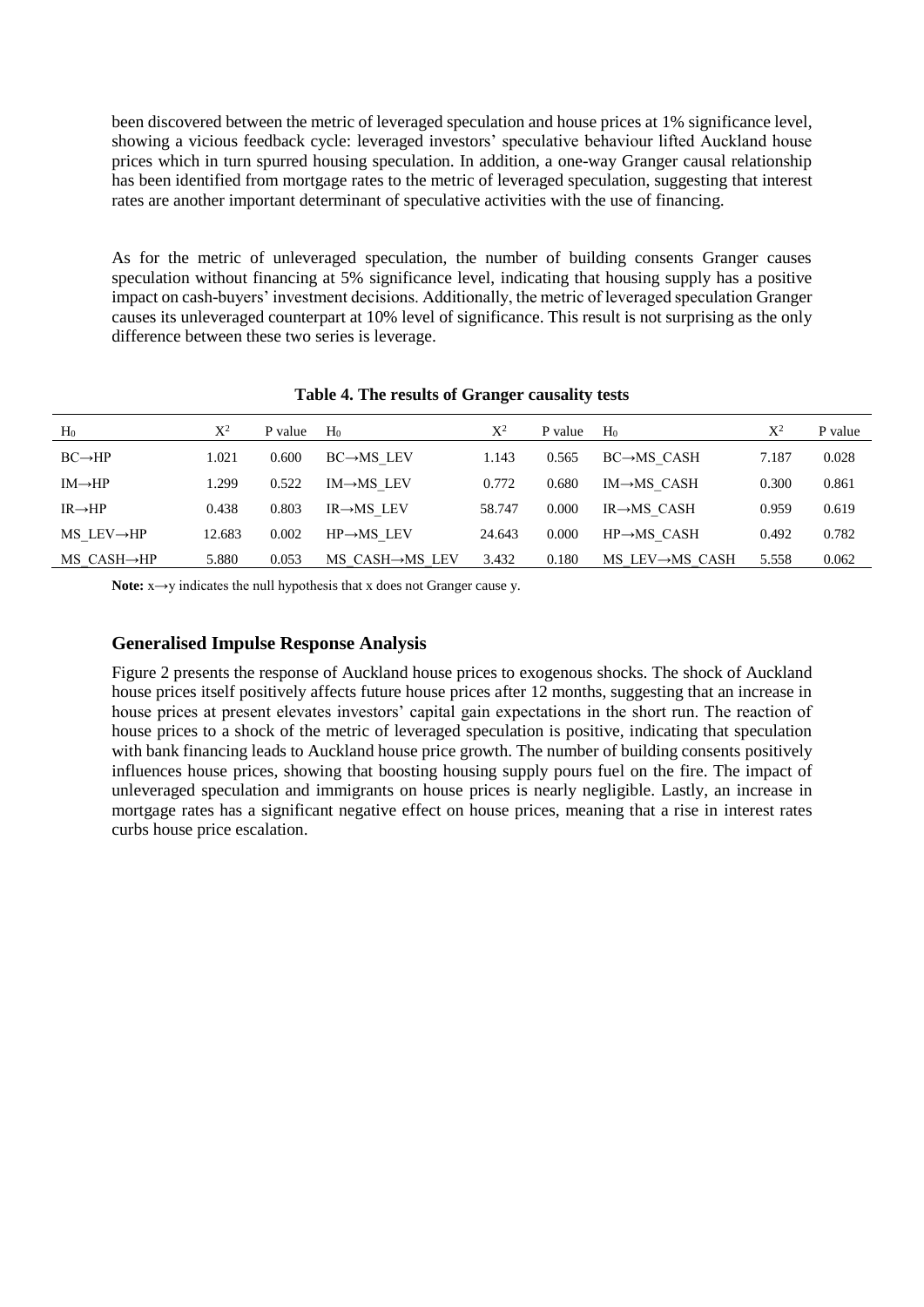been discovered between the metric of leveraged speculation and house prices at 1% significance level, showing a vicious feedback cycle: leveraged investors' speculative behaviour lifted Auckland house prices which in turn spurred housing speculation. In addition, a one-way Granger causal relationship has been identified from mortgage rates to the metric of leveraged speculation, suggesting that interest rates are another important determinant of speculative activities with the use of financing.

As for the metric of unleveraged speculation, the number of building consents Granger causes speculation without financing at 5% significance level, indicating that housing supply has a positive impact on cash-buyers' investment decisions. Additionally, the metric of leveraged speculation Granger causes its unleveraged counterpart at 10% level of significance. This result is not surprising as the only difference between these two series is leverage.

**Table 4. The results of Granger causality tests**

| $H_0$ | $X^2$ | P value | $H_0$ | $X^2$ | P value | $H_0$ | $X^2$ | P value |
|---|---|---|---|---|---|---|---|---|
| BC→HP | 1.021 | 0.600 | BC→MS_LEV | 1.143 | 0.565 | BC→MS_CASH | 7.187 | 0.028 |
| IM→HP | 1.299 | 0.522 | IM→MS_LEV | 0.772 | 0.680 | IM→MS_CASH | 0.300 | 0.861 |
| IR→HP | 0.438 | 0.803 | IR→MS_LEV | 58.747 | 0.000 | IR→MS_CASH | 0.959 | 0.619 |
| MS_LEV→HP | 12.683 | 0.002 | HP→MS_LEV | 24.643 | 0.000 | HP→MS_CASH | 0.492 | 0.782 |
| MS_CASH→HP | 5.880 | 0.053 | MS_CASH→MS_LEV | 3.432 | 0.180 | MS_LEV→MS_CASH | 5.558 | 0.062 |

**Note:** x→y indicates the null hypothesis that x does not Granger cause y.

### Generalised Impulse Response Analysis

Figure 2 presents the response of Auckland house prices to exogenous shocks. The shock of Auckland house prices itself positively affects future house prices after 12 months, suggesting that an increase in house prices at present elevates investors' capital gain expectations in the short run. The reaction of house prices to a shock of the metric of leveraged speculation is positive, indicating that speculation with bank financing leads to Auckland house price growth. The number of building consents positively influences house prices, showing that boosting housing supply pours fuel on the fire. The impact of unleveraged speculation and immigrants on house prices is nearly negligible. Lastly, an increase in mortgage rates has a significant negative effect on house prices, meaning that a rise in interest rates curbs house price escalation.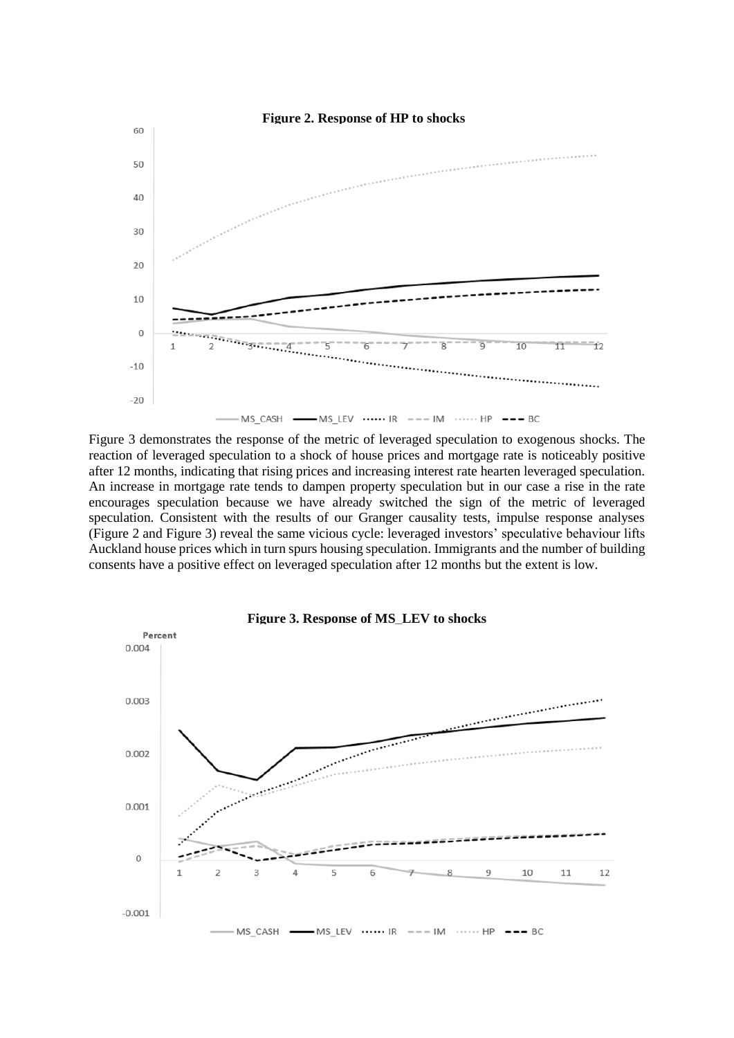**Figure 2. Response of HP to shocks**

Figure 3 demonstrates the response of the metric of leveraged speculation to exogenous shocks. The reaction of leveraged speculation to a shock of house prices and mortgage rate is noticeably positive after 12 months, indicating that rising prices and increasing interest rate hearten leveraged speculation. An increase in mortgage rate tends to dampen property speculation but in our case a rise in the rate encourages speculation because we have already switched the sign of the metric of leveraged speculation. Consistent with the results of our Granger causality tests, impulse response analyses (Figure 2 and Figure 3) reveal the same vicious cycle: leveraged investors' speculative behaviour lifts Auckland house prices which in turn spurs housing speculation. Immigrants and the number of building consents have a positive effect on leveraged speculation after 12 months but the extent is low.

**Figure 3. Response of MS_LEV to shocks**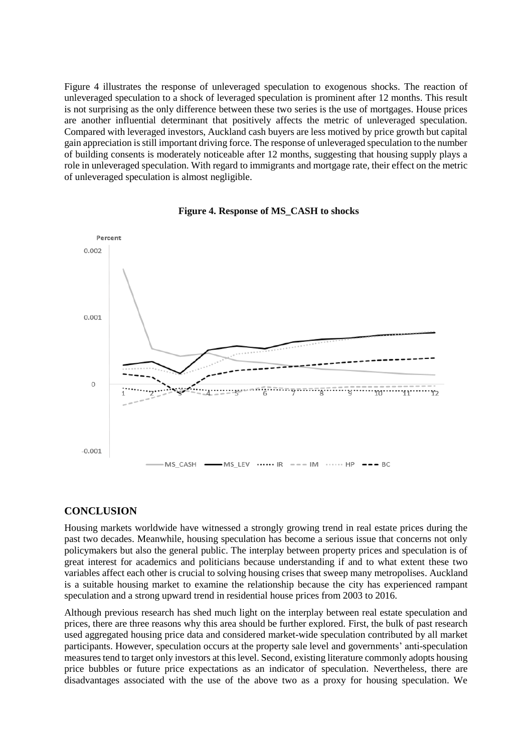Figure 4 illustrates the response of unleveraged speculation to exogenous shocks. The reaction of unleveraged speculation to a shock of leveraged speculation is prominent after 12 months. This result is not surprising as the only difference between these two series is the use of mortgages. House prices are another influential determinant that positively affects the metric of unleveraged speculation. Compared with leveraged investors, Auckland cash buyers are less motived by price growth but capital gain appreciation is still important driving force. The response of unleveraged speculation to the number of building consents is moderately noticeable after 12 months, suggesting that housing supply plays a role in unleveraged speculation. With regard to immigrants and mortgage rate, their effect on the metric of unleveraged speculation is almost negligible.

**Figure 4. Response of MS_CASH to shocks**

## CONCLUSION

Housing markets worldwide have witnessed a strongly growing trend in real estate prices during the past two decades. Meanwhile, housing speculation has become a serious issue that concerns not only policymakers but also the general public. The interplay between property prices and speculation is of great interest for academics and politicians because understanding if and to what extent these two variables affect each other is crucial to solving housing crises that sweep many metropolises. Auckland is a suitable housing market to examine the relationship because the city has experienced rampant speculation and a strong upward trend in residential house prices from 2003 to 2016.

Although previous research has shed much light on the interplay between real estate speculation and prices, there are three reasons why this area should be further explored. First, the bulk of past research used aggregated housing price data and considered market-wide speculation contributed by all market participants. However, speculation occurs at the property sale level and governments' anti-speculation measures tend to target only investors at this level. Second, existing literature commonly adopts housing price bubbles or future price expectations as an indicator of speculation. Nevertheless, there are disadvantages associated with the use of the above two as a proxy for housing speculation. We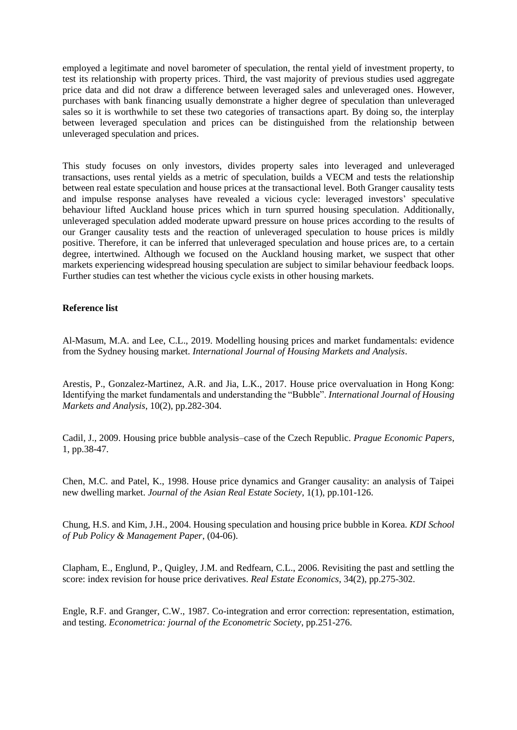employed a legitimate and novel barometer of speculation, the rental yield of investment property, to test its relationship with property prices. Third, the vast majority of previous studies used aggregate price data and did not draw a difference between leveraged sales and unleveraged ones. However, purchases with bank financing usually demonstrate a higher degree of speculation than unleveraged sales so it is worthwhile to set these two categories of transactions apart. By doing so, the interplay between leveraged speculation and prices can be distinguished from the relationship between unleveraged speculation and prices.

This study focuses on only investors, divides property sales into leveraged and unleveraged transactions, uses rental yields as a metric of speculation, builds a VECM and tests the relationship between real estate speculation and house prices at the transactional level. Both Granger causality tests and impulse response analyses have revealed a vicious cycle: leveraged investors' speculative behaviour lifted Auckland house prices which in turn spurred housing speculation. Additionally, unleveraged speculation added moderate upward pressure on house prices according to the results of our Granger causality tests and the reaction of unleveraged speculation to house prices is mildly positive. Therefore, it can be inferred that unleveraged speculation and house prices are, to a certain degree, intertwined. Although we focused on the Auckland housing market, we suspect that other markets experiencing widespread housing speculation are subject to similar behaviour feedback loops. Further studies can test whether the vicious cycle exists in other housing markets.

**Reference list**

Al-Masum, M.A. and Lee, C.L., 2019. Modelling housing prices and market fundamentals: evidence from the Sydney housing market. *International Journal of Housing Markets and Analysis*.

Arestis, P., Gonzalez-Martinez, A.R. and Jia, L.K., 2017. House price overvaluation in Hong Kong: Identifying the market fundamentals and understanding the "Bubble". *International Journal of Housing Markets and Analysis*, 10(2), pp.282-304.

Cadil, J., 2009. Housing price bubble analysis–case of the Czech Republic. *Prague Economic Papers*, 1, pp.38-47.

Chen, M.C. and Patel, K., 1998. House price dynamics and Granger causality: an analysis of Taipei new dwelling market. *Journal of the Asian Real Estate Society*, 1(1), pp.101-126.

Chung, H.S. and Kim, J.H., 2004. Housing speculation and housing price bubble in Korea. *KDI School of Pub Policy & Management Paper*, (04-06).

Clapham, E., Englund, P., Quigley, J.M. and Redfearn, C.L., 2006. Revisiting the past and settling the score: index revision for house price derivatives. *Real Estate Economics*, 34(2), pp.275-302.

Engle, R.F. and Granger, C.W., 1987. Co-integration and error correction: representation, estimation, and testing. *Econometrica: journal of the Econometric Society*, pp.251-276.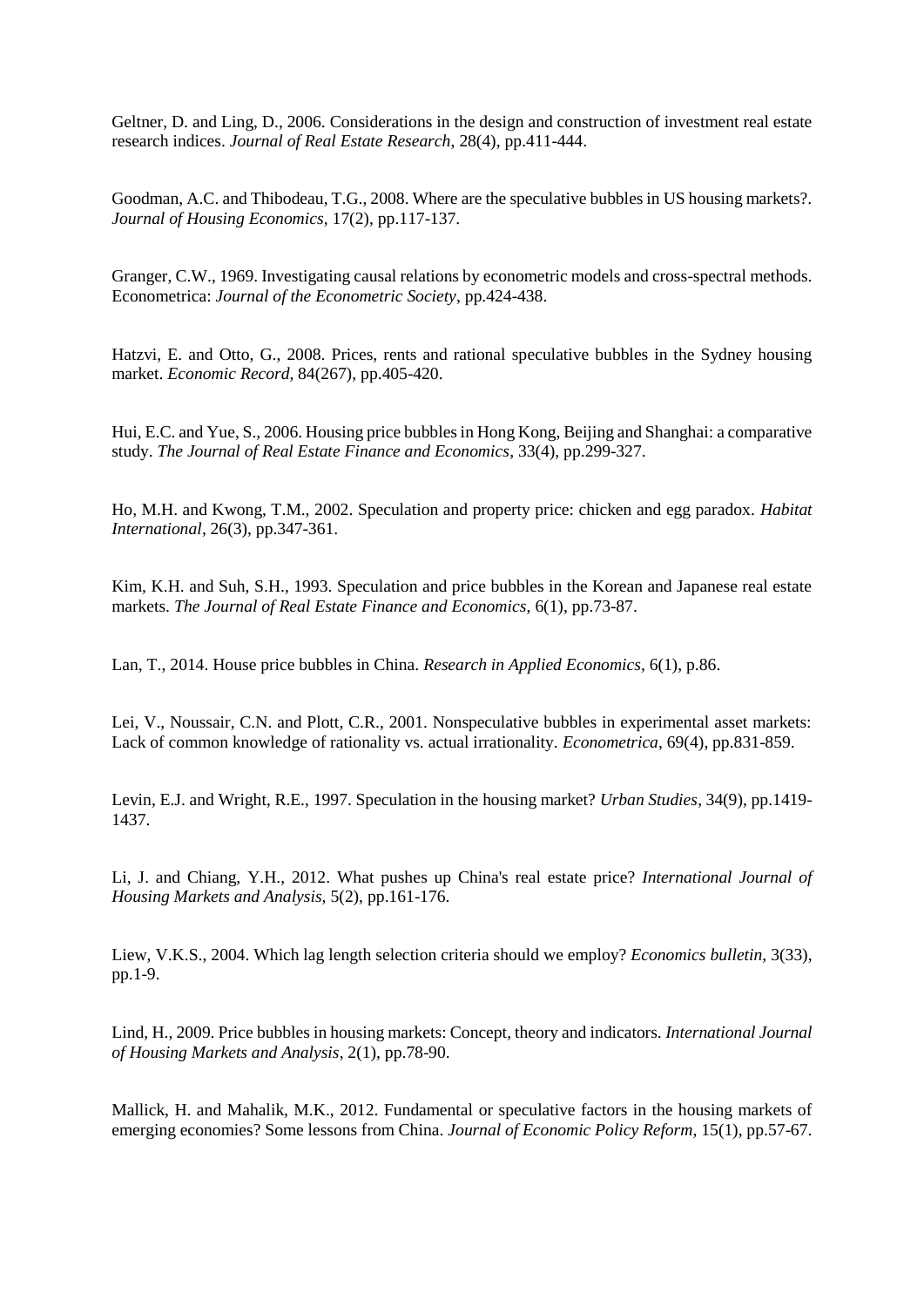Geltner, D. and Ling, D., 2006. Considerations in the design and construction of investment real estate research indices. *Journal of Real Estate Research*, 28(4), pp.411-444.

Goodman, A.C. and Thibodeau, T.G., 2008. Where are the speculative bubbles in US housing markets?. *Journal of Housing Economics*, 17(2), pp.117-137.

Granger, C.W., 1969. Investigating causal relations by econometric models and cross-spectral methods. Econometrica: *Journal of the Econometric Society*, pp.424-438.

Hatzvi, E. and Otto, G., 2008. Prices, rents and rational speculative bubbles in the Sydney housing market. *Economic Record*, 84(267), pp.405-420.

Hui, E.C. and Yue, S., 2006. Housing price bubbles in Hong Kong, Beijing and Shanghai: a comparative study. *The Journal of Real Estate Finance and Economics*, 33(4), pp.299-327.

Ho, M.H. and Kwong, T.M., 2002. Speculation and property price: chicken and egg paradox. *Habitat International*, 26(3), pp.347-361.

Kim, K.H. and Suh, S.H., 1993. Speculation and price bubbles in the Korean and Japanese real estate markets. *The Journal of Real Estate Finance and Economics*, 6(1), pp.73-87.

Lan, T., 2014. House price bubbles in China. *Research in Applied Economics*, 6(1), p.86.

Lei, V., Noussair, C.N. and Plott, C.R., 2001. Nonspeculative bubbles in experimental asset markets: Lack of common knowledge of rationality vs. actual irrationality. *Econometrica*, 69(4), pp.831-859.

Levin, E.J. and Wright, R.E., 1997. Speculation in the housing market? *Urban Studies*, 34(9), pp.1419-1437.

Li, J. and Chiang, Y.H., 2012. What pushes up China's real estate price? *International Journal of Housing Markets and Analysis*, 5(2), pp.161-176.

Liew, V.K.S., 2004. Which lag length selection criteria should we employ? *Economics bulletin*, 3(33), pp.1-9.

Lind, H., 2009. Price bubbles in housing markets: Concept, theory and indicators. *International Journal of Housing Markets and Analysis*, 2(1), pp.78-90.

Mallick, H. and Mahalik, M.K., 2012. Fundamental or speculative factors in the housing markets of emerging economies? Some lessons from China. *Journal of Economic Policy Reform*, 15(1), pp.57-67.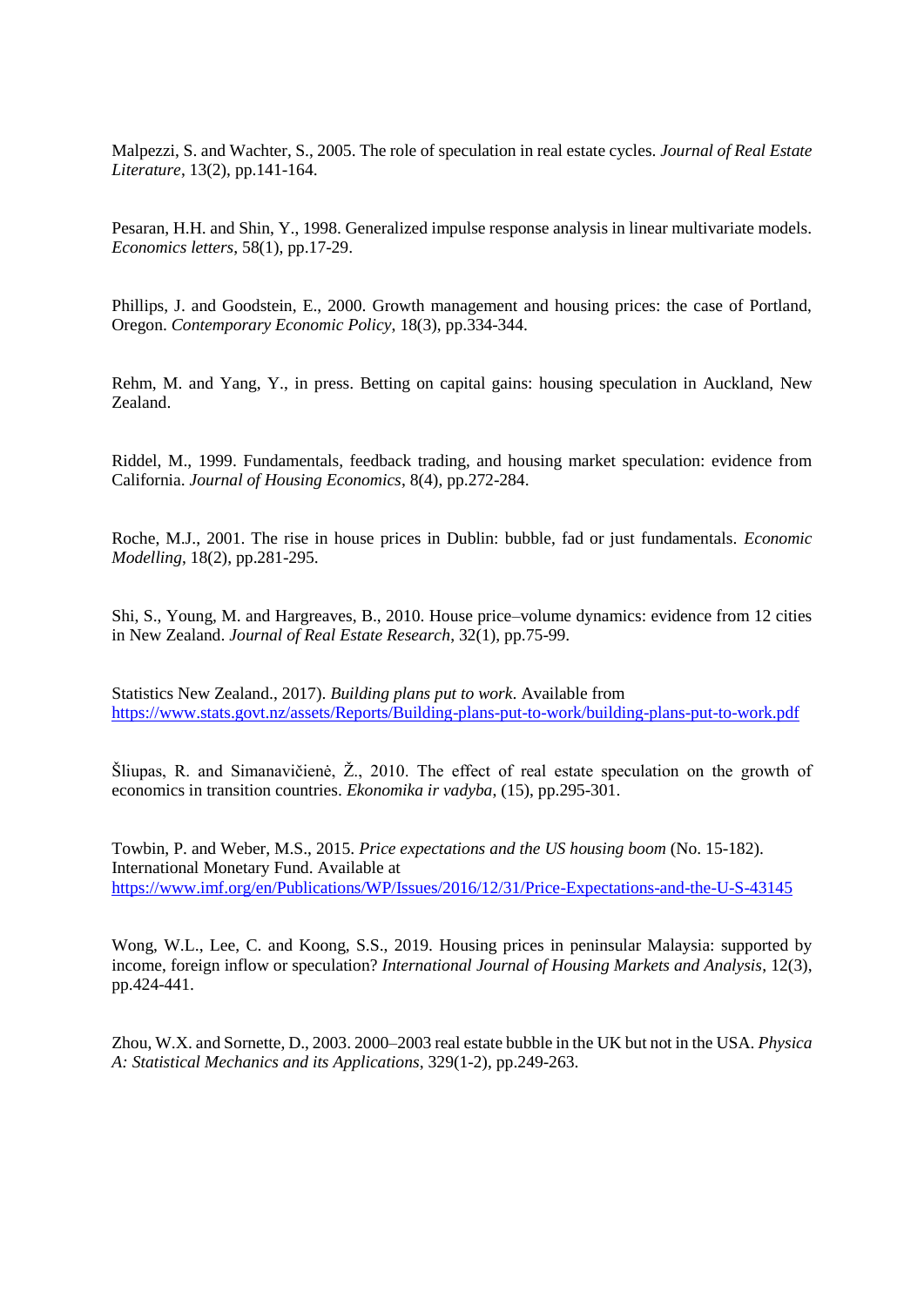Malpezzi, S. and Wachter, S., 2005. The role of speculation in real estate cycles. *Journal of Real Estate Literature*, 13(2), pp.141-164.

Pesaran, H.H. and Shin, Y., 1998. Generalized impulse response analysis in linear multivariate models. *Economics letters*, 58(1), pp.17-29.

Phillips, J. and Goodstein, E., 2000. Growth management and housing prices: the case of Portland, Oregon. *Contemporary Economic Policy*, 18(3), pp.334-344.

Rehm, M. and Yang, Y., in press. Betting on capital gains: housing speculation in Auckland, New Zealand.

Riddel, M., 1999. Fundamentals, feedback trading, and housing market speculation: evidence from California. *Journal of Housing Economics*, 8(4), pp.272-284.

Roche, M.J., 2001. The rise in house prices in Dublin: bubble, fad or just fundamentals. *Economic Modelling*, 18(2), pp.281-295.

Shi, S., Young, M. and Hargreaves, B., 2010. House price–volume dynamics: evidence from 12 cities in New Zealand. *Journal of Real Estate Research*, 32(1), pp.75-99.

Statistics New Zealand., 2017). *Building plans put to work*. Available from https://www.stats.govt.nz/assets/Reports/Building-plans-put-to-work/building-plans-put-to-work.pdf

Šliupas, R. and Simanavičienė, Ž., 2010. The effect of real estate speculation on the growth of economics in transition countries. *Ekonomika ir vadyba*, (15), pp.295-301.

Towbin, P. and Weber, M.S., 2015. *Price expectations and the US housing boom* (No. 15-182). International Monetary Fund. Available at https://www.imf.org/en/Publications/WP/Issues/2016/12/31/Price-Expectations-and-the-U-S-43145

Wong, W.L., Lee, C. and Koong, S.S., 2019. Housing prices in peninsular Malaysia: supported by income, foreign inflow or speculation? *International Journal of Housing Markets and Analysis*, 12(3), pp.424-441.

Zhou, W.X. and Sornette, D., 2003. 2000–2003 real estate bubble in the UK but not in the USA. *Physica A: Statistical Mechanics and its Applications*, 329(1-2), pp.249-263.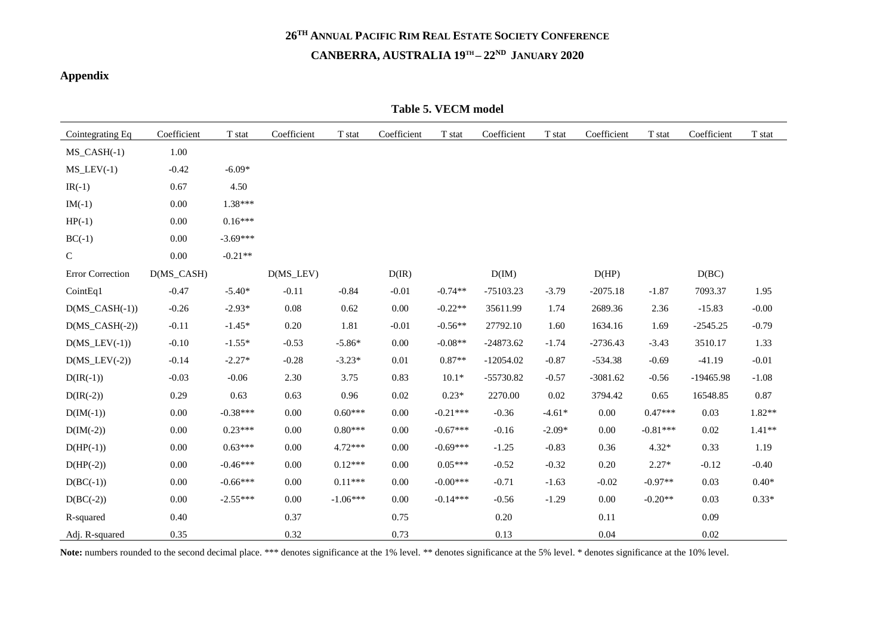## Appendix

**Table 5. VECM model**

| Cointegrating Eq | Coefficient | T stat | Coefficient | T stat | Coefficient | T stat | Coefficient | T stat | Coefficient | T stat | Coefficient | T stat |
|---|---|---|---|---|---|---|---|---|---|---|---|---|
| MS_CASH(-1) | 1.00 | | | | | | | | | | | |
| MS_LEV(-1) | -0.42 | -6.09* | | | | | | | | | | |
| IR(-1) | 0.67 | 4.50 | | | | | | | | | | |
| IM(-1) | 0.00 | 1.38*** | | | | | | | | | | |
| HP(-1) | 0.00 | 0.16*** | | | | | | | | | | |
| BC(-1) | 0.00 | -3.69*** | | | | | | | | | | |
| C | 0.00 | -0.21** | | | | | | | | | | |
| Error Correction | D(MS_CASH) | | D(MS_LEV) | | D(IR) | | D(IM) | | D(HP) | | D(BC) | |
| CointEq1 | -0.47 | -5.40* | -0.11 | -0.84 | -0.01 | -0.74** | -75103.23 | -3.79 | -2075.18 | -1.87 | 7093.37 | 1.95 |
| D(MS_CASH(-1)) | -0.26 | -2.93* | 0.08 | 0.62 | 0.00 | -0.22** | 35611.99 | 1.74 | 2689.36 | 2.36 | -15.83 | -0.00 |
| D(MS_CASH(-2)) | -0.11 | -1.45* | 0.20 | 1.81 | -0.01 | -0.56** | 27792.10 | 1.60 | 1634.16 | 1.69 | -2545.25 | -0.79 |
| D(MS_LEV(-1)) | -0.10 | -1.55* | -0.53 | -5.86* | 0.00 | -0.08** | -24873.62 | -1.74 | -2736.43 | -3.43 | 3510.17 | 1.33 |
| D(MS_LEV(-2)) | -0.14 | -2.27* | -0.28 | -3.23* | 0.01 | 0.87** | -12054.02 | -0.87 | -534.38 | -0.69 | -41.19 | -0.01 |
| D(IR(-1)) | -0.03 | -0.06 | 2.30 | 3.75 | 0.83 | 10.1* | -55730.82 | -0.57 | -3081.62 | -0.56 | -19465.98 | -1.08 |
| D(IR(-2)) | 0.29 | 0.63 | 0.63 | 0.96 | 0.02 | 0.23* | 2270.00 | 0.02 | 3794.42 | 0.65 | 16548.85 | 0.87 |
| D(IM(-1)) | 0.00 | -0.38*** | 0.00 | 0.60*** | 0.00 | -0.21*** | -0.36 | -4.61* | 0.00 | 0.47*** | 0.03 | 1.82** |
| D(IM(-2)) | 0.00 | 0.23*** | 0.00 | 0.80*** | 0.00 | -0.67*** | -0.16 | -2.09* | 0.00 | -0.81*** | 0.02 | 1.41** |
| D(HP(-1)) | 0.00 | 0.63*** | 0.00 | 4.72*** | 0.00 | -0.69*** | -1.25 | -0.83 | 0.36 | 4.32* | 0.33 | 1.19 |
| D(HP(-2)) | 0.00 | -0.46*** | 0.00 | 0.12*** | 0.00 | 0.05*** | -0.52 | -0.32 | 0.20 | 2.27* | -0.12 | -0.40 |
| D(BC(-1)) | 0.00 | -0.66*** | 0.00 | 0.11*** | 0.00 | -0.00*** | -0.71 | -1.63 | -0.02 | -0.97** | 0.03 | 0.40* |
| D(BC(-2)) | 0.00 | -2.55*** | 0.00 | -1.06*** | 0.00 | -0.14*** | -0.56 | -1.29 | 0.00 | -0.20** | 0.03 | 0.33* |
| R-squared | 0.40 | | 0.37 | | 0.75 | | 0.20 | | 0.11 | | 0.09 | |
| Adj. R-squared | 0.35 | | 0.32 | | 0.73 | | 0.13 | | 0.04 | | 0.02 | |

**Note:** numbers rounded to the second decimal place. *** denotes significance at the 1% level. ** denotes significance at the 5% level. * denotes significance at the 10% level.